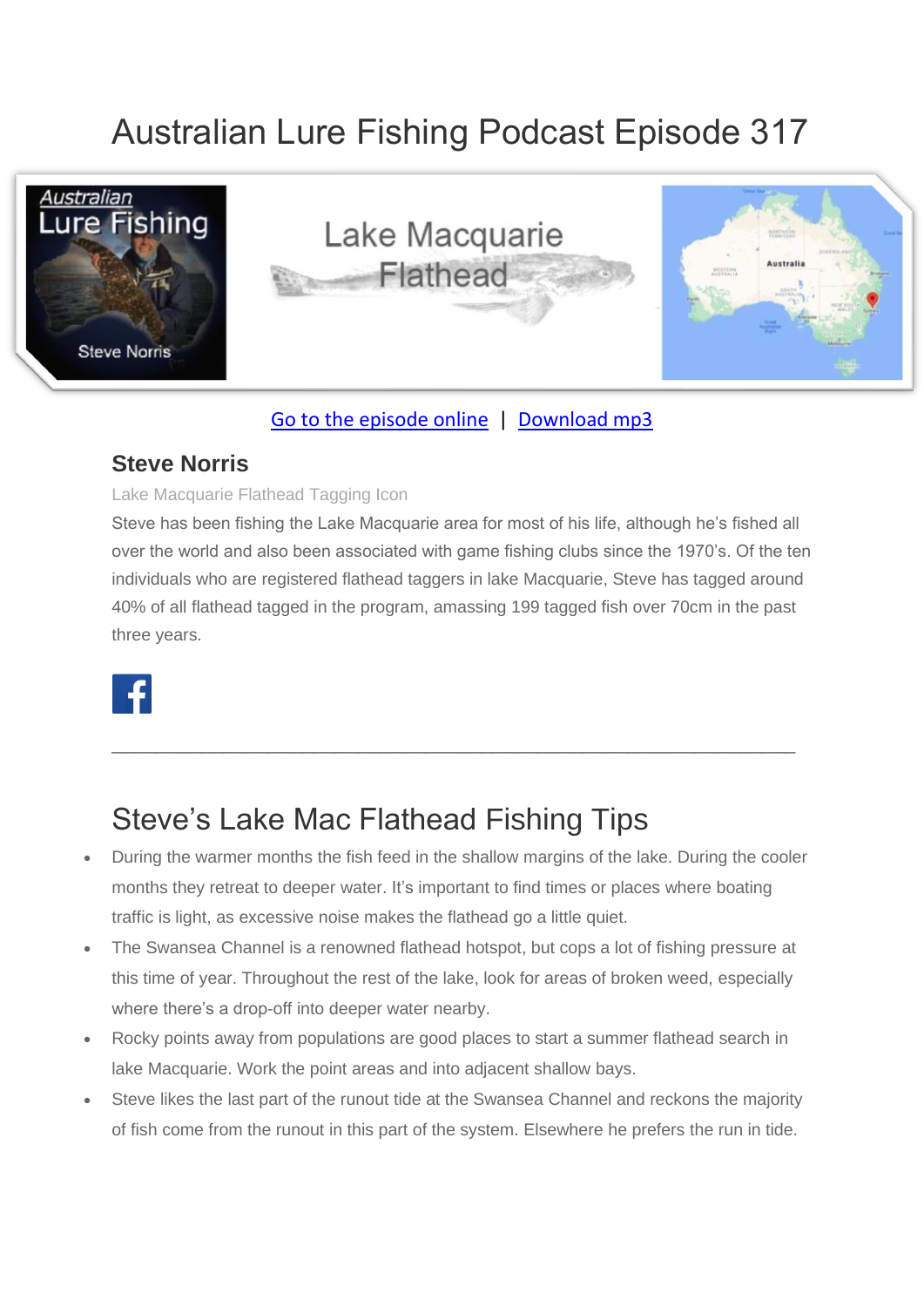# Australian Lure Fishing Podcast Episode 317

Go to the episode online | Download mp3

## Steve Norris

Lake Macquarie Flathead Tagging Icon

Steve has been fishing the Lake Macquarie area for most of his life, although he's fished all over the world and also been associated with game fishing clubs since the 1970's. Of the ten individuals who are registered flathead taggers in lake Macquarie, Steve has tagged around 40% of all flathead tagged in the program, amassing 199 tagged fish over 70cm in the past three years.

---

# Steve's Lake Mac Flathead Fishing Tips

- During the warmer months the fish feed in the shallow margins of the lake. During the cooler months they retreat to deeper water. It's important to find times or places where boating traffic is light, as excessive noise makes the flathead go a little quiet.
- The Swansea Channel is a renowned flathead hotspot, but cops a lot of fishing pressure at this time of year. Throughout the rest of the lake, look for areas of broken weed, especially where there's a drop-off into deeper water nearby.
- Rocky points away from populations are good places to start a summer flathead search in lake Macquarie. Work the point areas and into adjacent shallow bays.
- Steve likes the last part of the runout tide at the Swansea Channel and reckons the majority of fish come from the runout in this part of the system. Elsewhere he prefers the run in tide.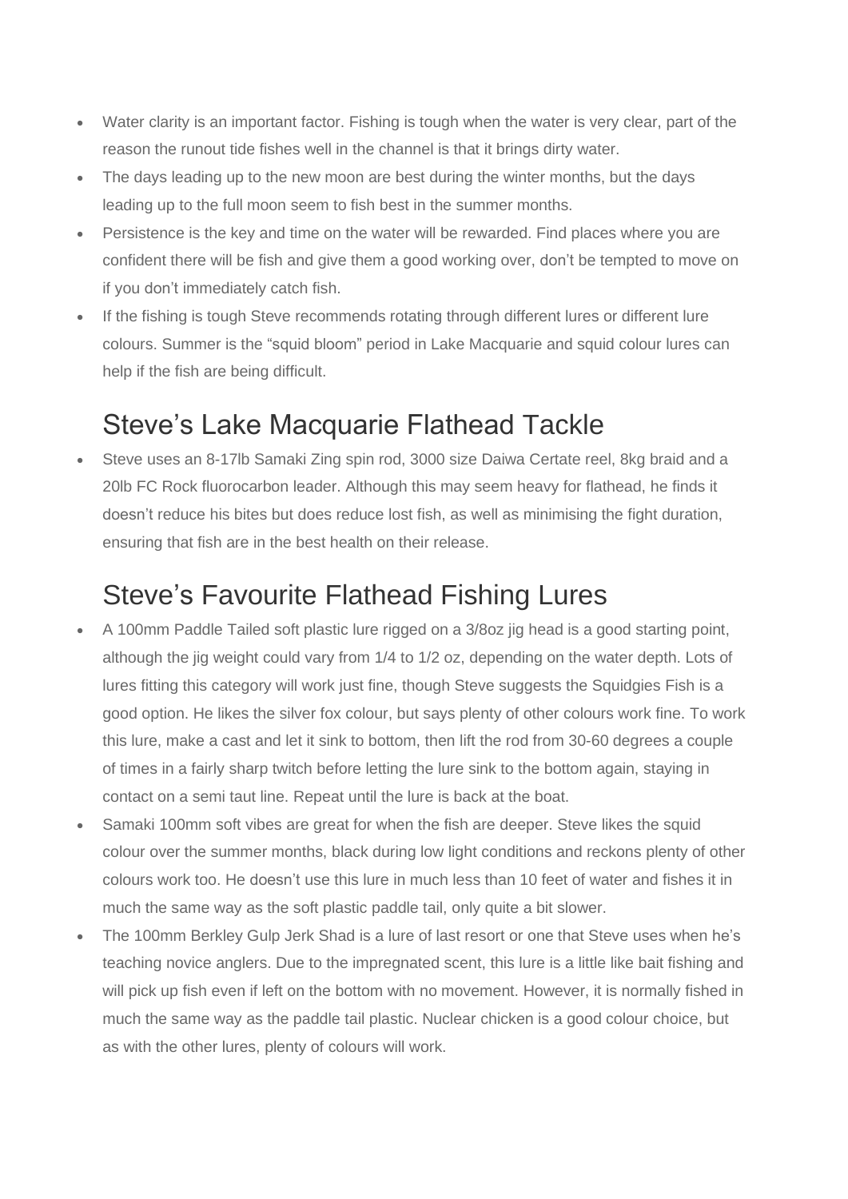- Water clarity is an important factor. Fishing is tough when the water is very clear, part of the reason the runout tide fishes well in the channel is that it brings dirty water.
- The days leading up to the new moon are best during the winter months, but the days leading up to the full moon seem to fish best in the summer months.
- Persistence is the key and time on the water will be rewarded. Find places where you are confident there will be fish and give them a good working over, don't be tempted to move on if you don't immediately catch fish.
- If the fishing is tough Steve recommends rotating through different lures or different lure colours. Summer is the "squid bloom" period in Lake Macquarie and squid colour lures can help if the fish are being difficult.

## Steve's Lake Macquarie Flathead Tackle

- Steve uses an 8-17lb Samaki Zing spin rod, 3000 size Daiwa Certate reel, 8kg braid and a 20lb FC Rock fluorocarbon leader. Although this may seem heavy for flathead, he finds it doesn't reduce his bites but does reduce lost fish, as well as minimising the fight duration, ensuring that fish are in the best health on their release.

## Steve's Favourite Flathead Fishing Lures

- A 100mm Paddle Tailed soft plastic lure rigged on a 3/8oz jig head is a good starting point, although the jig weight could vary from 1/4 to 1/2 oz, depending on the water depth. Lots of lures fitting this category will work just fine, though Steve suggests the Squidgies Fish is a good option. He likes the silver fox colour, but says plenty of other colours work fine. To work this lure, make a cast and let it sink to bottom, then lift the rod from 30-60 degrees a couple of times in a fairly sharp twitch before letting the lure sink to the bottom again, staying in contact on a semi taut line. Repeat until the lure is back at the boat.
- Samaki 100mm soft vibes are great for when the fish are deeper. Steve likes the squid colour over the summer months, black during low light conditions and reckons plenty of other colours work too. He doesn't use this lure in much less than 10 feet of water and fishes it in much the same way as the soft plastic paddle tail, only quite a bit slower.
- The 100mm Berkley Gulp Jerk Shad is a lure of last resort or one that Steve uses when he's teaching novice anglers. Due to the impregnated scent, this lure is a little like bait fishing and will pick up fish even if left on the bottom with no movement. However, it is normally fished in much the same way as the paddle tail plastic. Nuclear chicken is a good colour choice, but as with the other lures, plenty of colours will work.